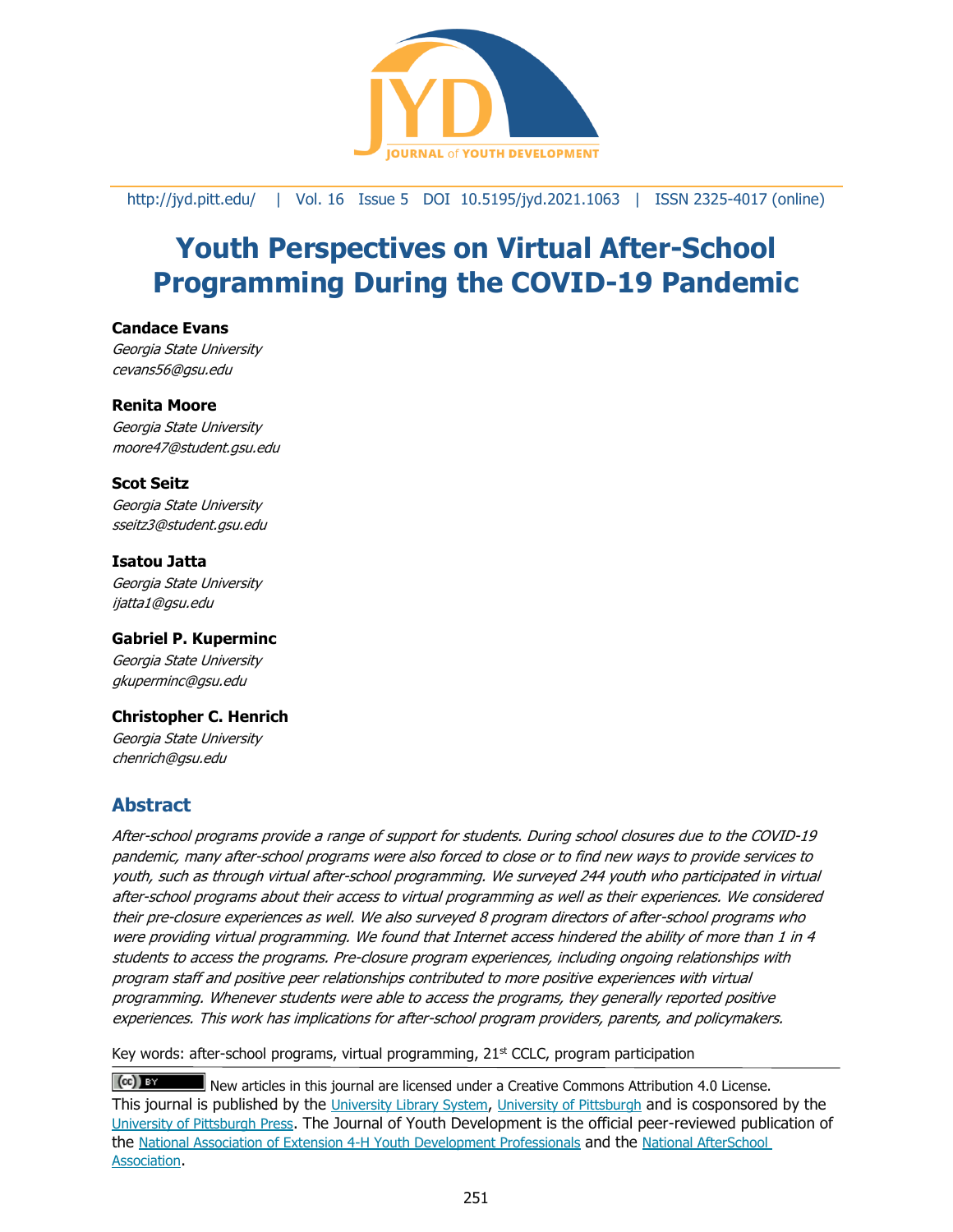# Youth Perspectives on Virtual After-School Programming During the COVID-19 Pandemic

**Candace Evans**
*Georgia State University*
*cevans56@gsu.edu*

**Renita Moore**
*Georgia State University*
*moore47@student.gsu.edu*

**Scot Seitz**
*Georgia State University*
*sseitz3@student.gsu.edu*

**Isatou Jatta**
*Georgia State University*
*ijatta1@gsu.edu*

**Gabriel P. Kuperminc**
*Georgia State University*
*gkuperminc@gsu.edu*

**Christopher C. Henrich**
*Georgia State University*
*chenrich@gsu.edu*

## Abstract

*After-school programs provide a range of support for students. During school closures due to the COVID-19 pandemic, many after-school programs were also forced to close or to find new ways to provide services to youth, such as through virtual after-school programming. We surveyed 244 youth who participated in virtual after-school programs about their access to virtual programming as well as their experiences. We considered their pre-closure experiences as well. We also surveyed 8 program directors of after-school programs who were providing virtual programming. We found that Internet access hindered the ability of more than 1 in 4 students to access the programs. Pre-closure program experiences, including ongoing relationships with program staff and positive peer relationships contributed to more positive experiences with virtual programming. Whenever students were able to access the programs, they generally reported positive experiences. This work has implications for after-school program providers, parents, and policymakers.*

Key words: after-school programs, virtual programming, 21st CCLC, program participation

New articles in this journal are licensed under a Creative Commons Attribution 4.0 License.
This journal is published by the University Library System, University of Pittsburgh and is cosponsored by the University of Pittsburgh Press. The Journal of Youth Development is the official peer-reviewed publication of the National Association of Extension 4-H Youth Development Professionals and the National AfterSchool Association.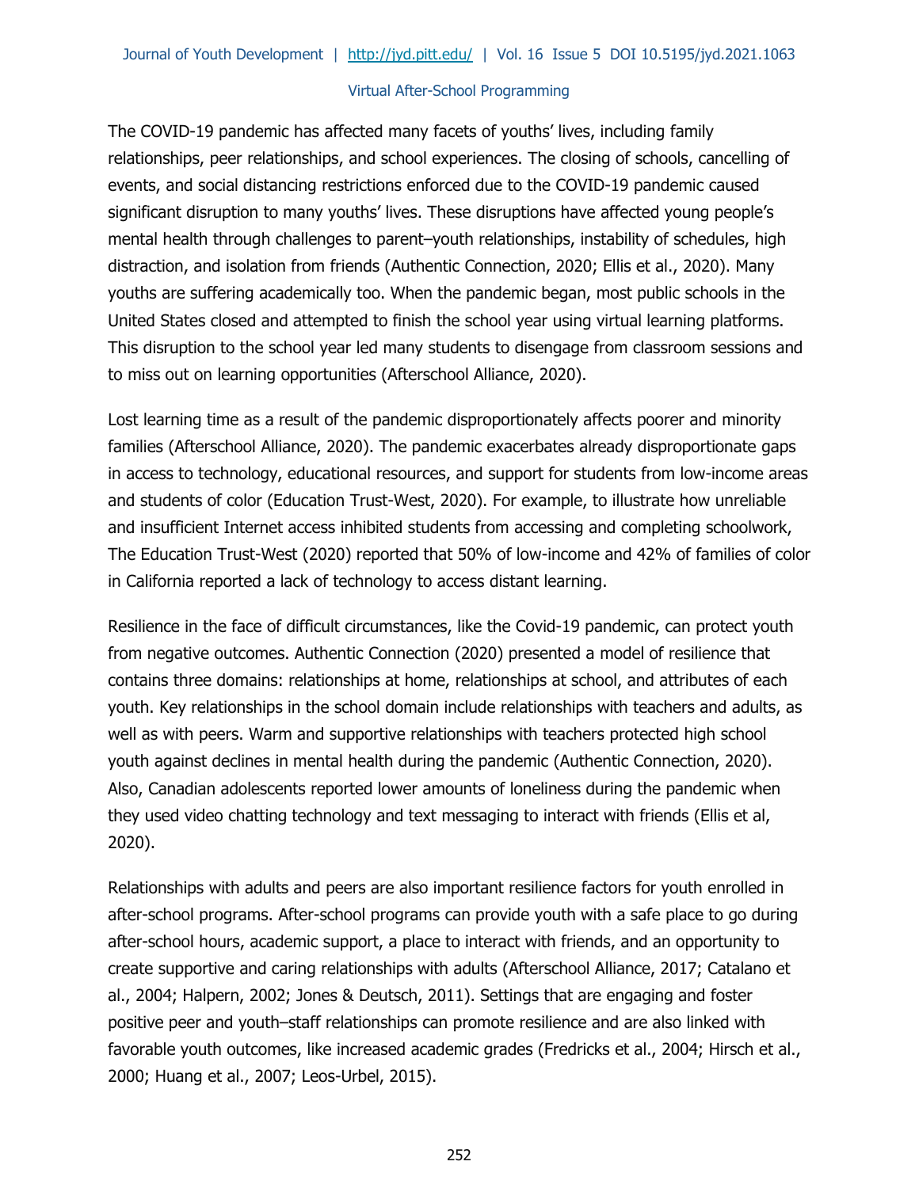The COVID-19 pandemic has affected many facets of youths' lives, including family relationships, peer relationships, and school experiences. The closing of schools, cancelling of events, and social distancing restrictions enforced due to the COVID-19 pandemic caused significant disruption to many youths' lives. These disruptions have affected young people's mental health through challenges to parent–youth relationships, instability of schedules, high distraction, and isolation from friends (Authentic Connection, 2020; Ellis et al., 2020). Many youths are suffering academically too. When the pandemic began, most public schools in the United States closed and attempted to finish the school year using virtual learning platforms. This disruption to the school year led many students to disengage from classroom sessions and to miss out on learning opportunities (Afterschool Alliance, 2020).

Lost learning time as a result of the pandemic disproportionately affects poorer and minority families (Afterschool Alliance, 2020). The pandemic exacerbates already disproportionate gaps in access to technology, educational resources, and support for students from low-income areas and students of color (Education Trust-West, 2020). For example, to illustrate how unreliable and insufficient Internet access inhibited students from accessing and completing schoolwork, The Education Trust-West (2020) reported that 50% of low-income and 42% of families of color in California reported a lack of technology to access distant learning.

Resilience in the face of difficult circumstances, like the Covid-19 pandemic, can protect youth from negative outcomes. Authentic Connection (2020) presented a model of resilience that contains three domains: relationships at home, relationships at school, and attributes of each youth. Key relationships in the school domain include relationships with teachers and adults, as well as with peers. Warm and supportive relationships with teachers protected high school youth against declines in mental health during the pandemic (Authentic Connection, 2020). Also, Canadian adolescents reported lower amounts of loneliness during the pandemic when they used video chatting technology and text messaging to interact with friends (Ellis et al, 2020).

Relationships with adults and peers are also important resilience factors for youth enrolled in after-school programs. After-school programs can provide youth with a safe place to go during after-school hours, academic support, a place to interact with friends, and an opportunity to create supportive and caring relationships with adults (Afterschool Alliance, 2017; Catalano et al., 2004; Halpern, 2002; Jones & Deutsch, 2011). Settings that are engaging and foster positive peer and youth–staff relationships can promote resilience and are also linked with favorable youth outcomes, like increased academic grades (Fredricks et al., 2004; Hirsch et al., 2000; Huang et al., 2007; Leos-Urbel, 2015).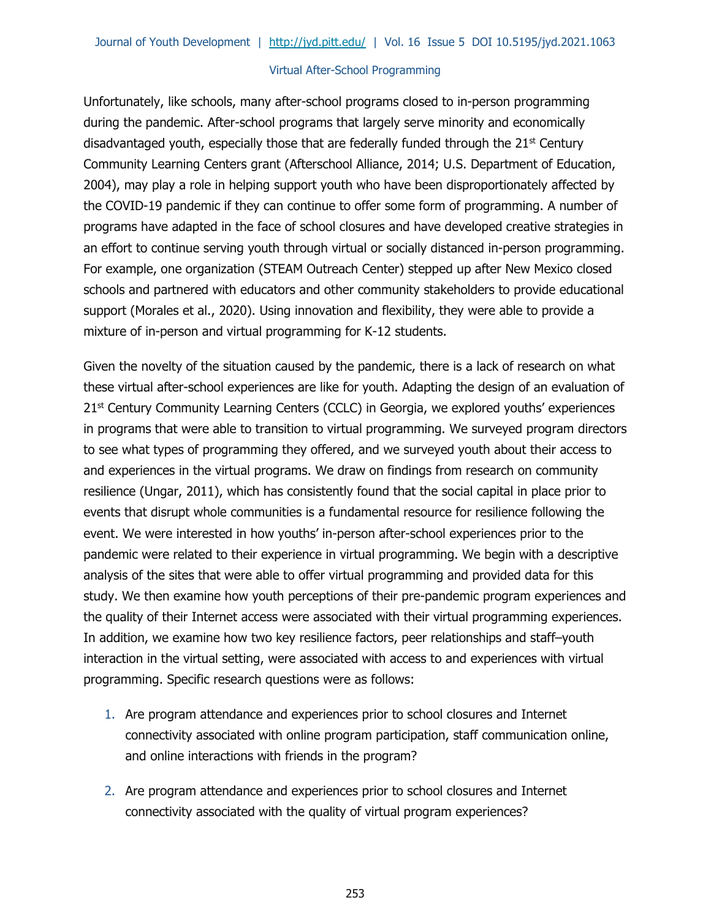Unfortunately, like schools, many after-school programs closed to in-person programming during the pandemic. After-school programs that largely serve minority and economically disadvantaged youth, especially those that are federally funded through the 21st Century Community Learning Centers grant (Afterschool Alliance, 2014; U.S. Department of Education, 2004), may play a role in helping support youth who have been disproportionately affected by the COVID-19 pandemic if they can continue to offer some form of programming. A number of programs have adapted in the face of school closures and have developed creative strategies in an effort to continue serving youth through virtual or socially distanced in-person programming. For example, one organization (STEAM Outreach Center) stepped up after New Mexico closed schools and partnered with educators and other community stakeholders to provide educational support (Morales et al., 2020). Using innovation and flexibility, they were able to provide a mixture of in-person and virtual programming for K-12 students.

Given the novelty of the situation caused by the pandemic, there is a lack of research on what these virtual after-school experiences are like for youth. Adapting the design of an evaluation of 21st Century Community Learning Centers (CCLC) in Georgia, we explored youths' experiences in programs that were able to transition to virtual programming. We surveyed program directors to see what types of programming they offered, and we surveyed youth about their access to and experiences in the virtual programs. We draw on findings from research on community resilience (Ungar, 2011), which has consistently found that the social capital in place prior to events that disrupt whole communities is a fundamental resource for resilience following the event. We were interested in how youths' in-person after-school experiences prior to the pandemic were related to their experience in virtual programming. We begin with a descriptive analysis of the sites that were able to offer virtual programming and provided data for this study. We then examine how youth perceptions of their pre-pandemic program experiences and the quality of their Internet access were associated with their virtual programming experiences. In addition, we examine how two key resilience factors, peer relationships and staff–youth interaction in the virtual setting, were associated with access to and experiences with virtual programming. Specific research questions were as follows:

1. Are program attendance and experiences prior to school closures and Internet connectivity associated with online program participation, staff communication online, and online interactions with friends in the program?
2. Are program attendance and experiences prior to school closures and Internet connectivity associated with the quality of virtual program experiences?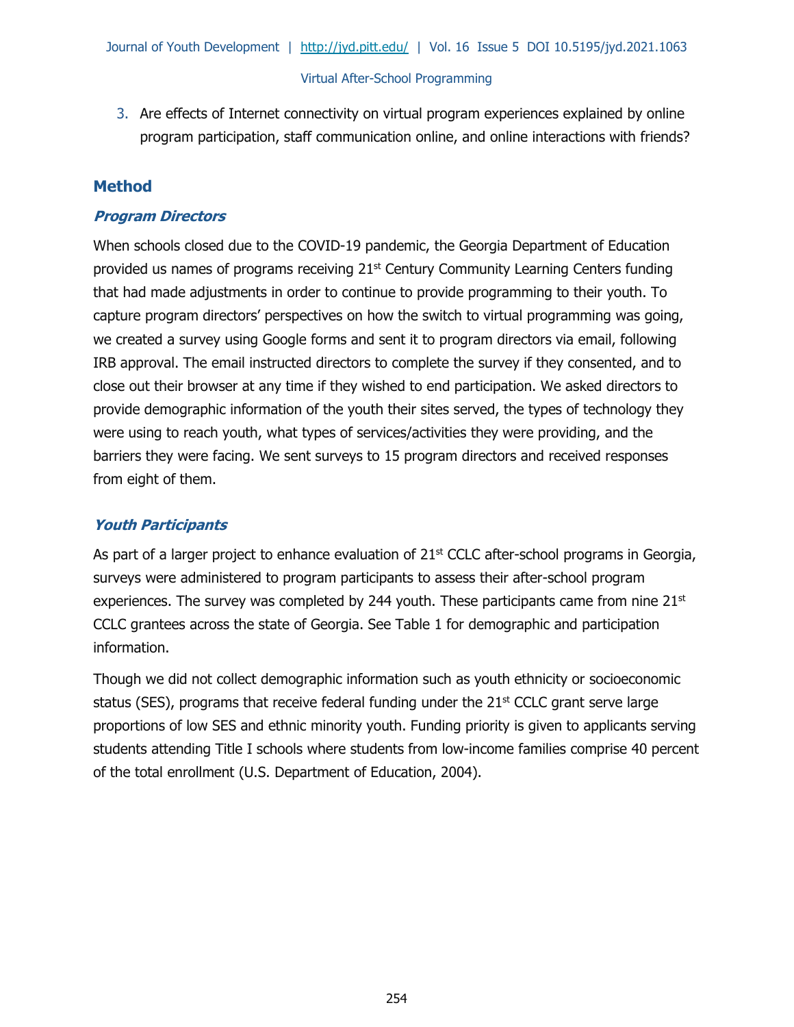3. Are effects of Internet connectivity on virtual program experiences explained by online program participation, staff communication online, and online interactions with friends?

## Method

### *Program Directors*

When schools closed due to the COVID-19 pandemic, the Georgia Department of Education provided us names of programs receiving 21st Century Community Learning Centers funding that had made adjustments in order to continue to provide programming to their youth. To capture program directors' perspectives on how the switch to virtual programming was going, we created a survey using Google forms and sent it to program directors via email, following IRB approval. The email instructed directors to complete the survey if they consented, and to close out their browser at any time if they wished to end participation. We asked directors to provide demographic information of the youth their sites served, the types of technology they were using to reach youth, what types of services/activities they were providing, and the barriers they were facing. We sent surveys to 15 program directors and received responses from eight of them.

### *Youth Participants*

As part of a larger project to enhance evaluation of 21st CCLC after-school programs in Georgia, surveys were administered to program participants to assess their after-school program experiences. The survey was completed by 244 youth. These participants came from nine 21st CCLC grantees across the state of Georgia. See Table 1 for demographic and participation information.

Though we did not collect demographic information such as youth ethnicity or socioeconomic status (SES), programs that receive federal funding under the 21st CCLC grant serve large proportions of low SES and ethnic minority youth. Funding priority is given to applicants serving students attending Title I schools where students from low-income families comprise 40 percent of the total enrollment (U.S. Department of Education, 2004).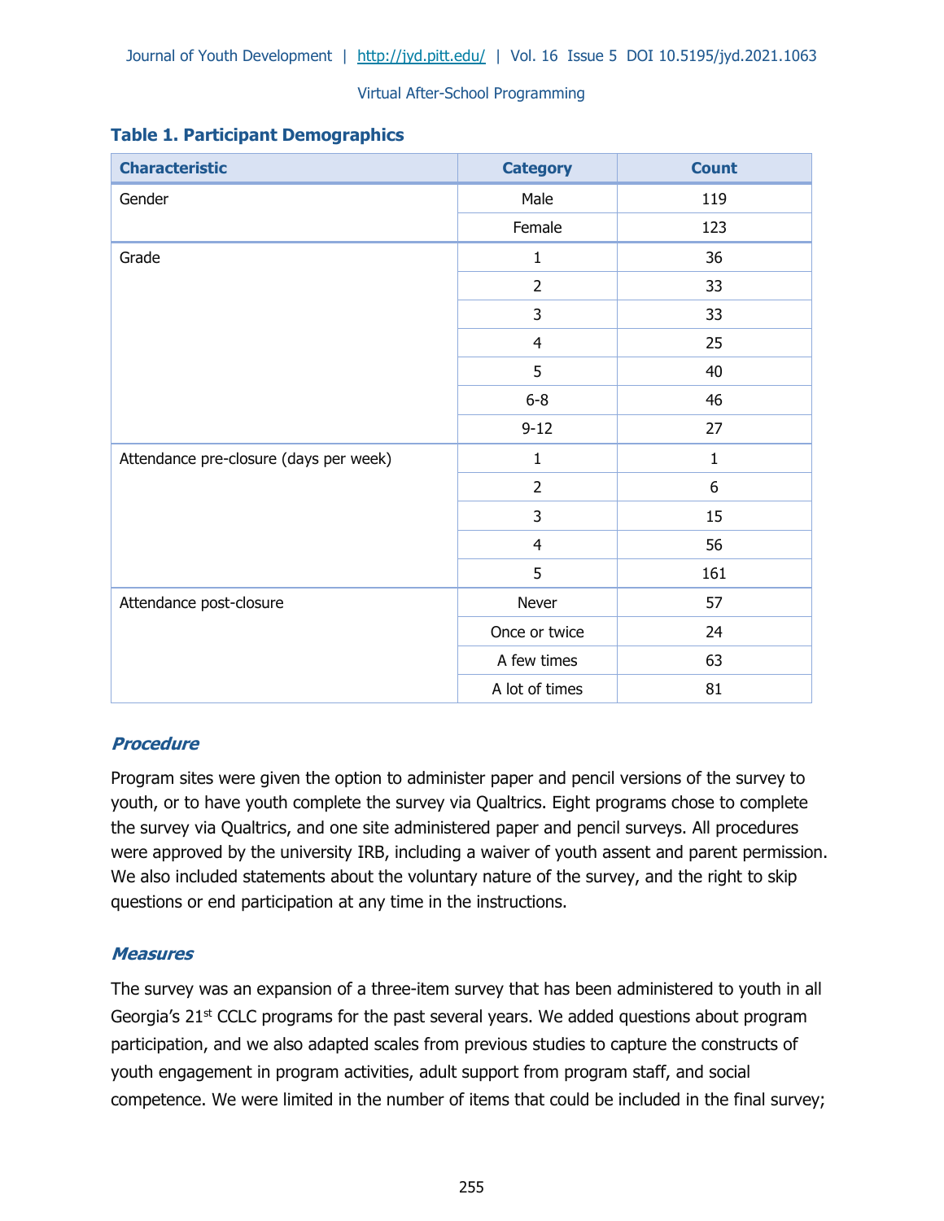**Table 1. Participant Demographics**

| Characteristic | Category | Count |
|---|---|---|
| Gender | Male | 119 |
| | Female | 123 |
| Grade | 1 | 36 |
| | 2 | 33 |
| | 3 | 33 |
| | 4 | 25 |
| | 5 | 40 |
| | 6-8 | 46 |
| | 9-12 | 27 |
| Attendance pre-closure (days per week) | 1 | 1 |
| | 2 | 6 |
| | 3 | 15 |
| | 4 | 56 |
| | 5 | 161 |
| Attendance post-closure | Never | 57 |
| | Once or twice | 24 |
| | A few times | 63 |
| | A lot of times | 81 |

### *Procedure*

Program sites were given the option to administer paper and pencil versions of the survey to youth, or to have youth complete the survey via Qualtrics. Eight programs chose to complete the survey via Qualtrics, and one site administered paper and pencil surveys. All procedures were approved by the university IRB, including a waiver of youth assent and parent permission. We also included statements about the voluntary nature of the survey, and the right to skip questions or end participation at any time in the instructions.

### *Measures*

The survey was an expansion of a three-item survey that has been administered to youth in all Georgia's 21st CCLC programs for the past several years. We added questions about program participation, and we also adapted scales from previous studies to capture the constructs of youth engagement in program activities, adult support from program staff, and social competence. We were limited in the number of items that could be included in the final survey;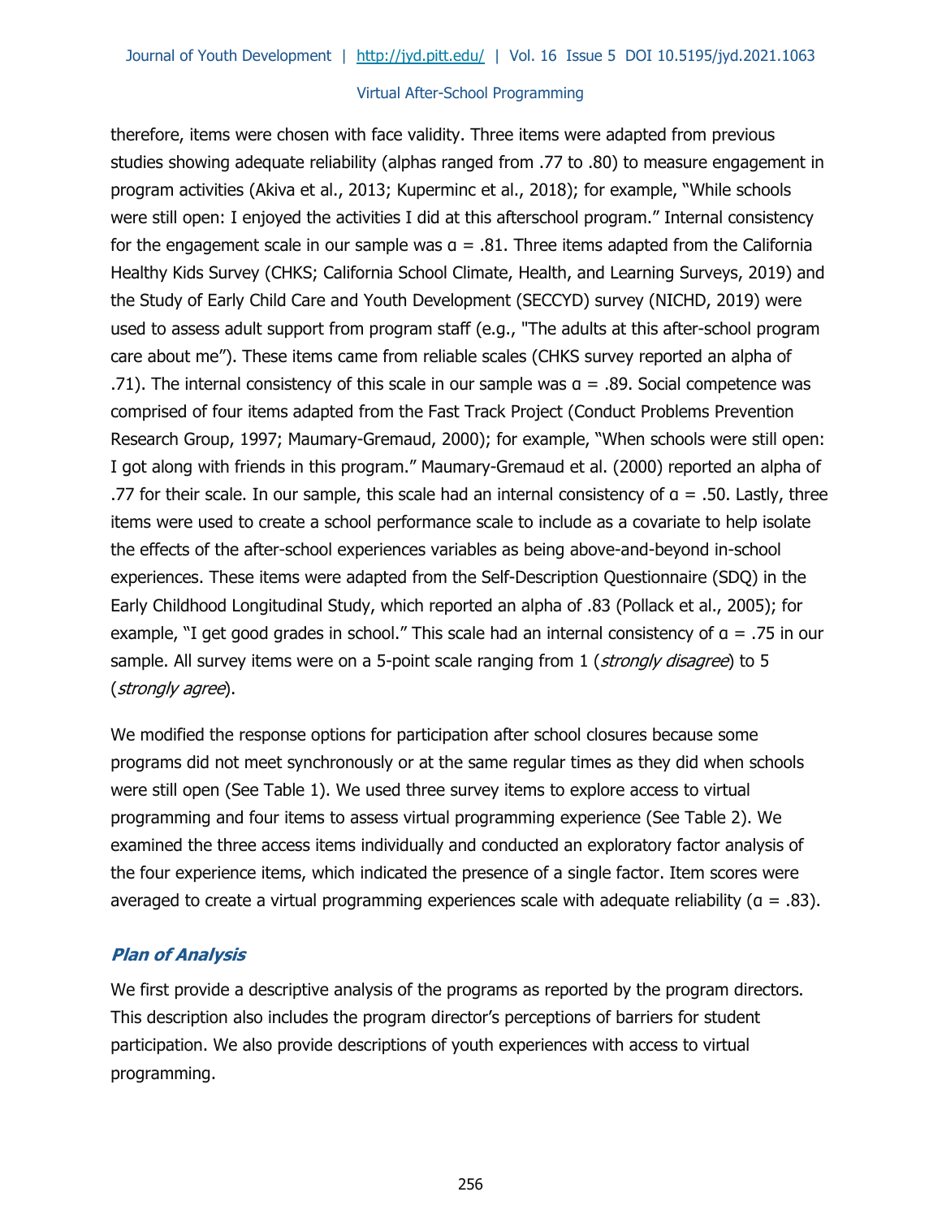therefore, items were chosen with face validity. Three items were adapted from previous studies showing adequate reliability (alphas ranged from .77 to .80) to measure engagement in program activities (Akiva et al., 2013; Kuperminc et al., 2018); for example, "While schools were still open: I enjoyed the activities I did at this afterschool program." Internal consistency for the engagement scale in our sample was α = .81. Three items adapted from the California Healthy Kids Survey (CHKS; California School Climate, Health, and Learning Surveys, 2019) and the Study of Early Child Care and Youth Development (SECCYD) survey (NICHD, 2019) were used to assess adult support from program staff (e.g., "The adults at this after-school program care about me"). These items came from reliable scales (CHKS survey reported an alpha of .71). The internal consistency of this scale in our sample was α = .89. Social competence was comprised of four items adapted from the Fast Track Project (Conduct Problems Prevention Research Group, 1997; Maumary-Gremaud, 2000); for example, "When schools were still open: I got along with friends in this program." Maumary-Gremaud et al. (2000) reported an alpha of .77 for their scale. In our sample, this scale had an internal consistency of α = .50. Lastly, three items were used to create a school performance scale to include as a covariate to help isolate the effects of the after-school experiences variables as being above-and-beyond in-school experiences. These items were adapted from the Self-Description Questionnaire (SDQ) in the Early Childhood Longitudinal Study, which reported an alpha of .83 (Pollack et al., 2005); for example, "I get good grades in school." This scale had an internal consistency of α = .75 in our sample. All survey items were on a 5-point scale ranging from 1 (*strongly disagree*) to 5 (*strongly agree*).

We modified the response options for participation after school closures because some programs did not meet synchronously or at the same regular times as they did when schools were still open (See Table 1). We used three survey items to explore access to virtual programming and four items to assess virtual programming experience (See Table 2). We examined the three access items individually and conducted an exploratory factor analysis of the four experience items, which indicated the presence of a single factor. Item scores were averaged to create a virtual programming experiences scale with adequate reliability (α = .83).

### *Plan of Analysis*

We first provide a descriptive analysis of the programs as reported by the program directors. This description also includes the program director's perceptions of barriers for student participation. We also provide descriptions of youth experiences with access to virtual programming.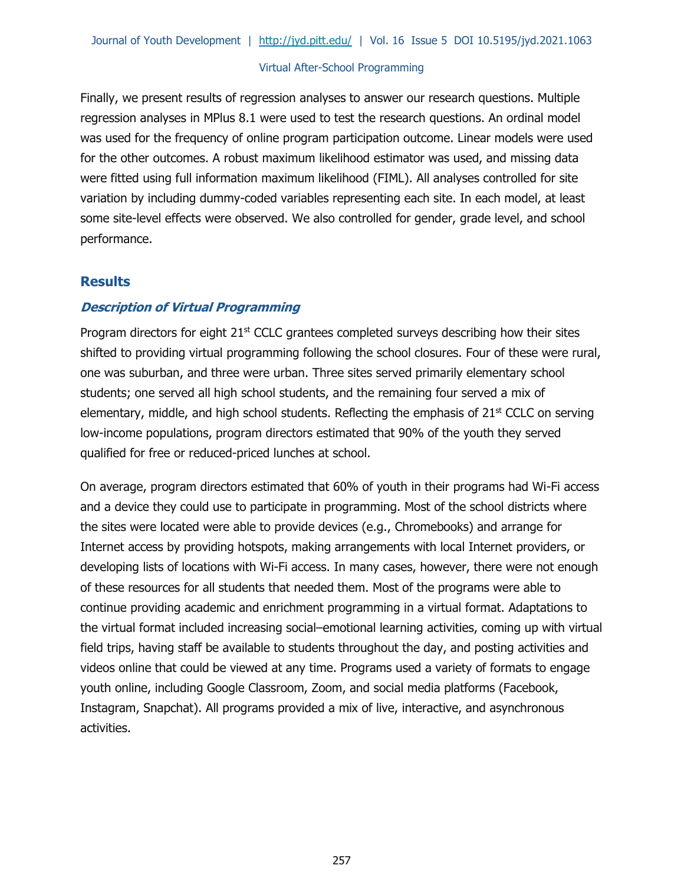Finally, we present results of regression analyses to answer our research questions. Multiple regression analyses in MPlus 8.1 were used to test the research questions. An ordinal model was used for the frequency of online program participation outcome. Linear models were used for the other outcomes. A robust maximum likelihood estimator was used, and missing data were fitted using full information maximum likelihood (FIML). All analyses controlled for site variation by including dummy-coded variables representing each site. In each model, at least some site-level effects were observed. We also controlled for gender, grade level, and school performance.

## Results

### *Description of Virtual Programming*

Program directors for eight 21st CCLC grantees completed surveys describing how their sites shifted to providing virtual programming following the school closures. Four of these were rural, one was suburban, and three were urban. Three sites served primarily elementary school students; one served all high school students, and the remaining four served a mix of elementary, middle, and high school students. Reflecting the emphasis of 21st CCLC on serving low-income populations, program directors estimated that 90% of the youth they served qualified for free or reduced-priced lunches at school.

On average, program directors estimated that 60% of youth in their programs had Wi-Fi access and a device they could use to participate in programming. Most of the school districts where the sites were located were able to provide devices (e.g., Chromebooks) and arrange for Internet access by providing hotspots, making arrangements with local Internet providers, or developing lists of locations with Wi-Fi access. In many cases, however, there were not enough of these resources for all students that needed them. Most of the programs were able to continue providing academic and enrichment programming in a virtual format. Adaptations to the virtual format included increasing social–emotional learning activities, coming up with virtual field trips, having staff be available to students throughout the day, and posting activities and videos online that could be viewed at any time. Programs used a variety of formats to engage youth online, including Google Classroom, Zoom, and social media platforms (Facebook, Instagram, Snapchat). All programs provided a mix of live, interactive, and asynchronous activities.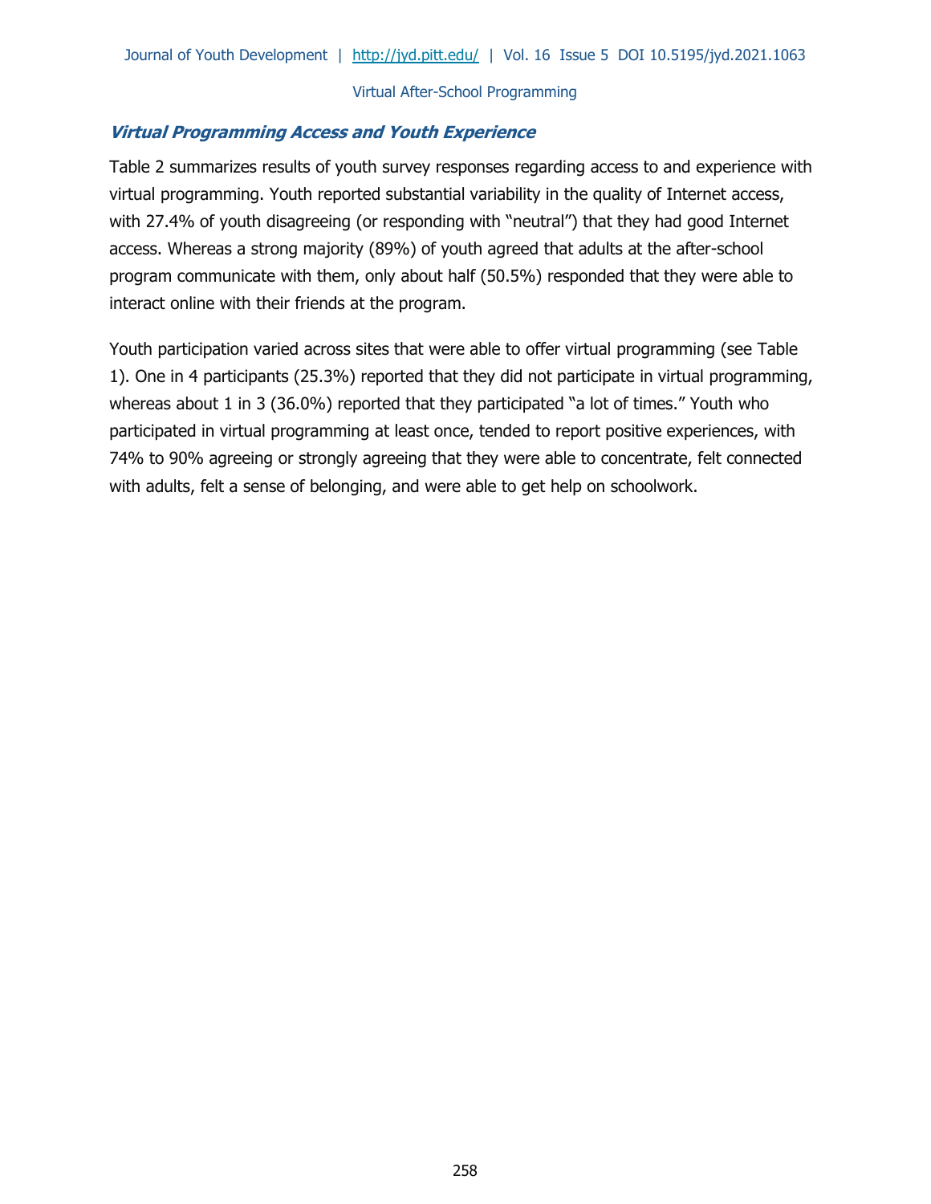### ***Virtual Programming Access and Youth Experience***

Table 2 summarizes results of youth survey responses regarding access to and experience with virtual programming. Youth reported substantial variability in the quality of Internet access, with 27.4% of youth disagreeing (or responding with "neutral") that they had good Internet access. Whereas a strong majority (89%) of youth agreed that adults at the after-school program communicate with them, only about half (50.5%) responded that they were able to interact online with their friends at the program.

Youth participation varied across sites that were able to offer virtual programming (see Table 1). One in 4 participants (25.3%) reported that they did not participate in virtual programming, whereas about 1 in 3 (36.0%) reported that they participated "a lot of times." Youth who participated in virtual programming at least once, tended to report positive experiences, with 74% to 90% agreeing or strongly agreeing that they were able to concentrate, felt connected with adults, felt a sense of belonging, and were able to get help on schoolwork.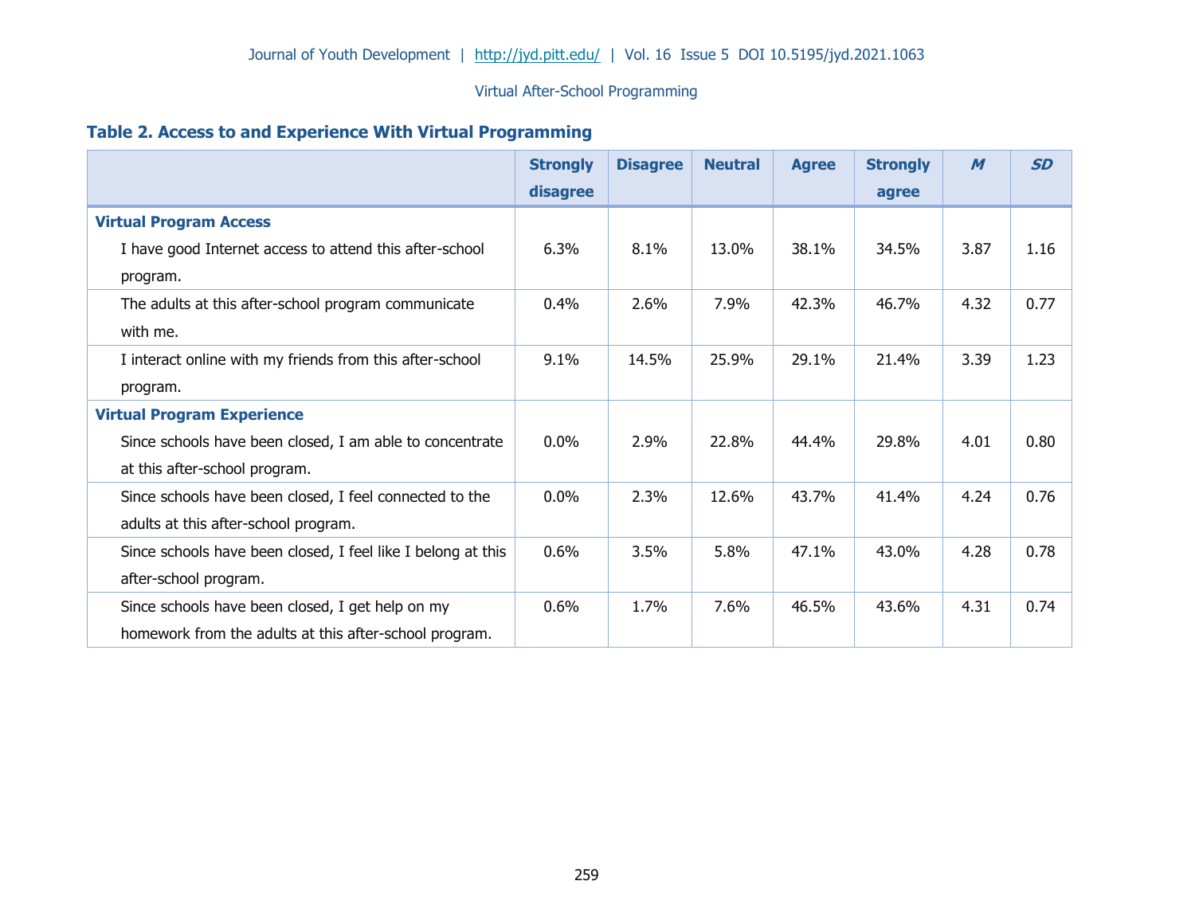### Table 2. Access to and Experience With Virtual Programming

| | Strongly disagree | Disagree | Neutral | Agree | Strongly agree | *M* | *SD* |
|---|---|---|---|---|---|---|---|
| **Virtual Program Access** | | | | | | | |
| I have good Internet access to attend this after-school program. | 6.3% | 8.1% | 13.0% | 38.1% | 34.5% | 3.87 | 1.16 |
| The adults at this after-school program communicate with me. | 0.4% | 2.6% | 7.9% | 42.3% | 46.7% | 4.32 | 0.77 |
| I interact online with my friends from this after-school program. | 9.1% | 14.5% | 25.9% | 29.1% | 21.4% | 3.39 | 1.23 |
| **Virtual Program Experience** | | | | | | | |
| Since schools have been closed, I am able to concentrate at this after-school program. | 0.0% | 2.9% | 22.8% | 44.4% | 29.8% | 4.01 | 0.80 |
| Since schools have been closed, I feel connected to the adults at this after-school program. | 0.0% | 2.3% | 12.6% | 43.7% | 41.4% | 4.24 | 0.76 |
| Since schools have been closed, I feel like I belong at this after-school program. | 0.6% | 3.5% | 5.8% | 47.1% | 43.0% | 4.28 | 0.78 |
| Since schools have been closed, I get help on my homework from the adults at this after-school program. | 0.6% | 1.7% | 7.6% | 46.5% | 43.6% | 4.31 | 0.74 |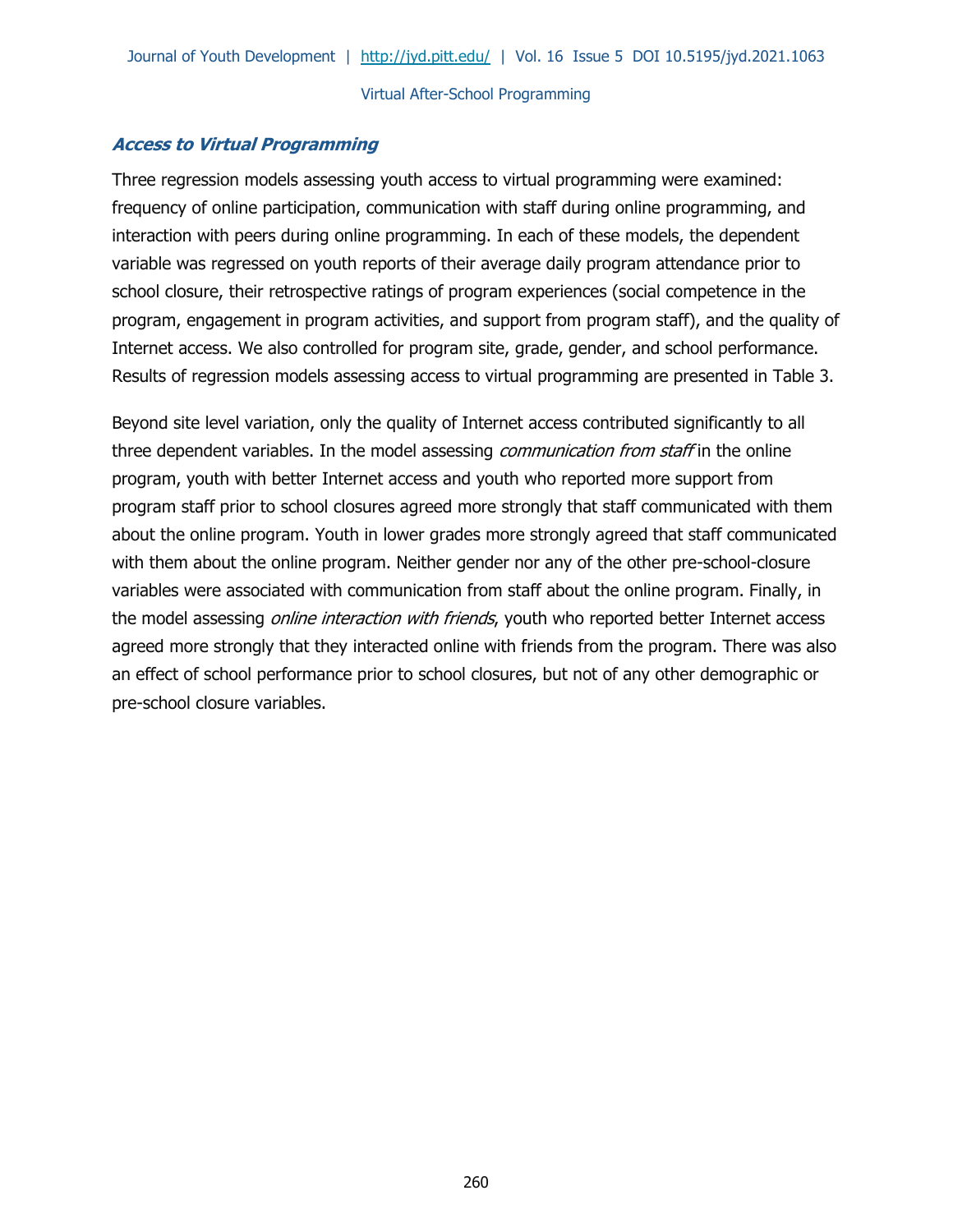### *Access to Virtual Programming*

Three regression models assessing youth access to virtual programming were examined: frequency of online participation, communication with staff during online programming, and interaction with peers during online programming. In each of these models, the dependent variable was regressed on youth reports of their average daily program attendance prior to school closure, their retrospective ratings of program experiences (social competence in the program, engagement in program activities, and support from program staff), and the quality of Internet access. We also controlled for program site, grade, gender, and school performance. Results of regression models assessing access to virtual programming are presented in Table 3.

Beyond site level variation, only the quality of Internet access contributed significantly to all three dependent variables. In the model assessing *communication from staff* in the online program, youth with better Internet access and youth who reported more support from program staff prior to school closures agreed more strongly that staff communicated with them about the online program. Youth in lower grades more strongly agreed that staff communicated with them about the online program. Neither gender nor any of the other pre-school-closure variables were associated with communication from staff about the online program. Finally, in the model assessing *online interaction with friends*, youth who reported better Internet access agreed more strongly that they interacted online with friends from the program. There was also an effect of school performance prior to school closures, but not of any other demographic or pre-school closure variables.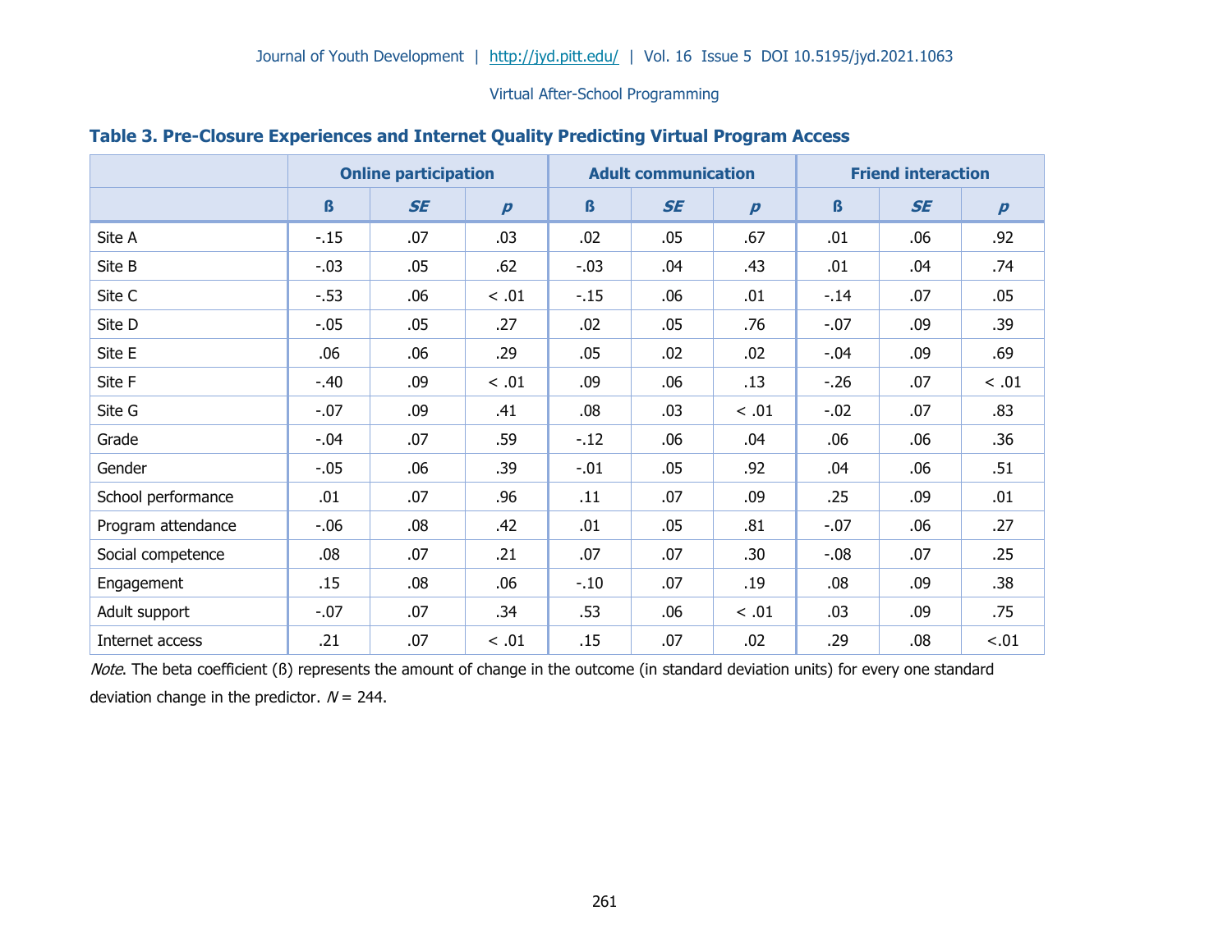**Table 3. Pre-Closure Experiences and Internet Quality Predicting Virtual Program Access**

| | Online participation | | | Adult communication | | | Friend interaction | | |
|---|---|---|---|---|---|---|---|---|---|
| | ß | *SE* | *p* | ß | *SE* | *p* | ß | *SE* | *p* |
| Site A | -.15 | .07 | .03 | .02 | .05 | .67 | .01 | .06 | .92 |
| Site B | -.03 | .05 | .62 | -.03 | .04 | .43 | .01 | .04 | .74 |
| Site C | -.53 | .06 | < .01 | -.15 | .06 | .01 | -.14 | .07 | .05 |
| Site D | -.05 | .05 | .27 | .02 | .05 | .76 | -.07 | .09 | .39 |
| Site E | .06 | .06 | .29 | .05 | .02 | .02 | -.04 | .09 | .69 |
| Site F | -.40 | .09 | < .01 | .09 | .06 | .13 | -.26 | .07 | < .01 |
| Site G | -.07 | .09 | .41 | .08 | .03 | < .01 | -.02 | .07 | .83 |
| Grade | -.04 | .07 | .59 | -.12 | .06 | .04 | .06 | .06 | .36 |
| Gender | -.05 | .06 | .39 | -.01 | .05 | .92 | .04 | .06 | .51 |
| School performance | .01 | .07 | .96 | .11 | .07 | .09 | .25 | .09 | .01 |
| Program attendance | -.06 | .08 | .42 | .01 | .05 | .81 | -.07 | .06 | .27 |
| Social competence | .08 | .07 | .21 | .07 | .07 | .30 | -.08 | .07 | .25 |
| Engagement | .15 | .08 | .06 | -.10 | .07 | .19 | .08 | .09 | .38 |
| Adult support | -.07 | .07 | .34 | .53 | .06 | < .01 | .03 | .09 | .75 |
| Internet access | .21 | .07 | < .01 | .15 | .07 | .02 | .29 | .08 | <.01 |

*Note*. The beta coefficient (ß) represents the amount of change in the outcome (in standard deviation units) for every one standard deviation change in the predictor. $N = 244$.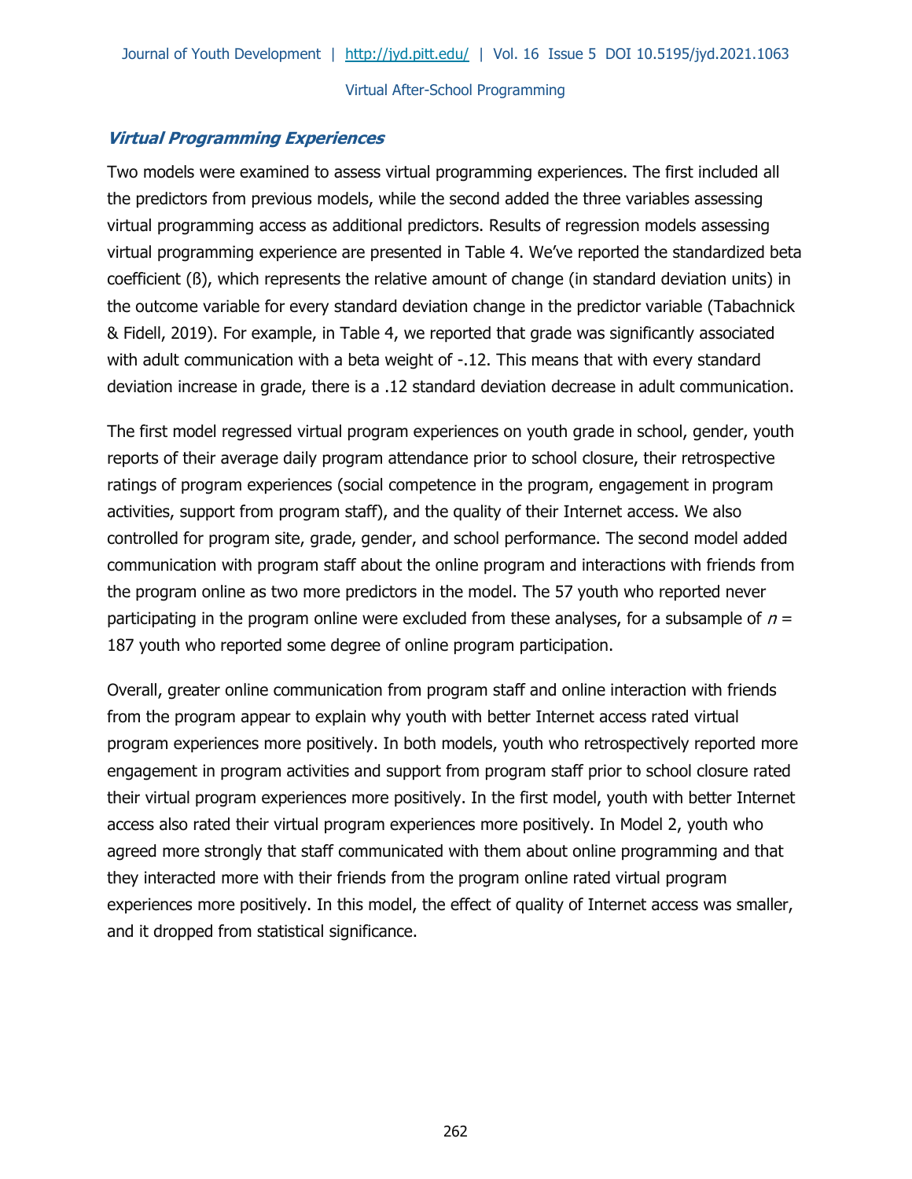### *Virtual Programming Experiences*

Two models were examined to assess virtual programming experiences. The first included all the predictors from previous models, while the second added the three variables assessing virtual programming access as additional predictors. Results of regression models assessing virtual programming experience are presented in Table 4. We've reported the standardized beta coefficient (ß), which represents the relative amount of change (in standard deviation units) in the outcome variable for every standard deviation change in the predictor variable (Tabachnick & Fidell, 2019). For example, in Table 4, we reported that grade was significantly associated with adult communication with a beta weight of -.12. This means that with every standard deviation increase in grade, there is a .12 standard deviation decrease in adult communication.

The first model regressed virtual program experiences on youth grade in school, gender, youth reports of their average daily program attendance prior to school closure, their retrospective ratings of program experiences (social competence in the program, engagement in program activities, support from program staff), and the quality of their Internet access. We also controlled for program site, grade, gender, and school performance. The second model added communication with program staff about the online program and interactions with friends from the program online as two more predictors in the model. The 57 youth who reported never participating in the program online were excluded from these analyses, for a subsample of $n$ = 187 youth who reported some degree of online program participation.

Overall, greater online communication from program staff and online interaction with friends from the program appear to explain why youth with better Internet access rated virtual program experiences more positively. In both models, youth who retrospectively reported more engagement in program activities and support from program staff prior to school closure rated their virtual program experiences more positively. In the first model, youth with better Internet access also rated their virtual program experiences more positively. In Model 2, youth who agreed more strongly that staff communicated with them about online programming and that they interacted more with their friends from the program online rated virtual program experiences more positively. In this model, the effect of quality of Internet access was smaller, and it dropped from statistical significance.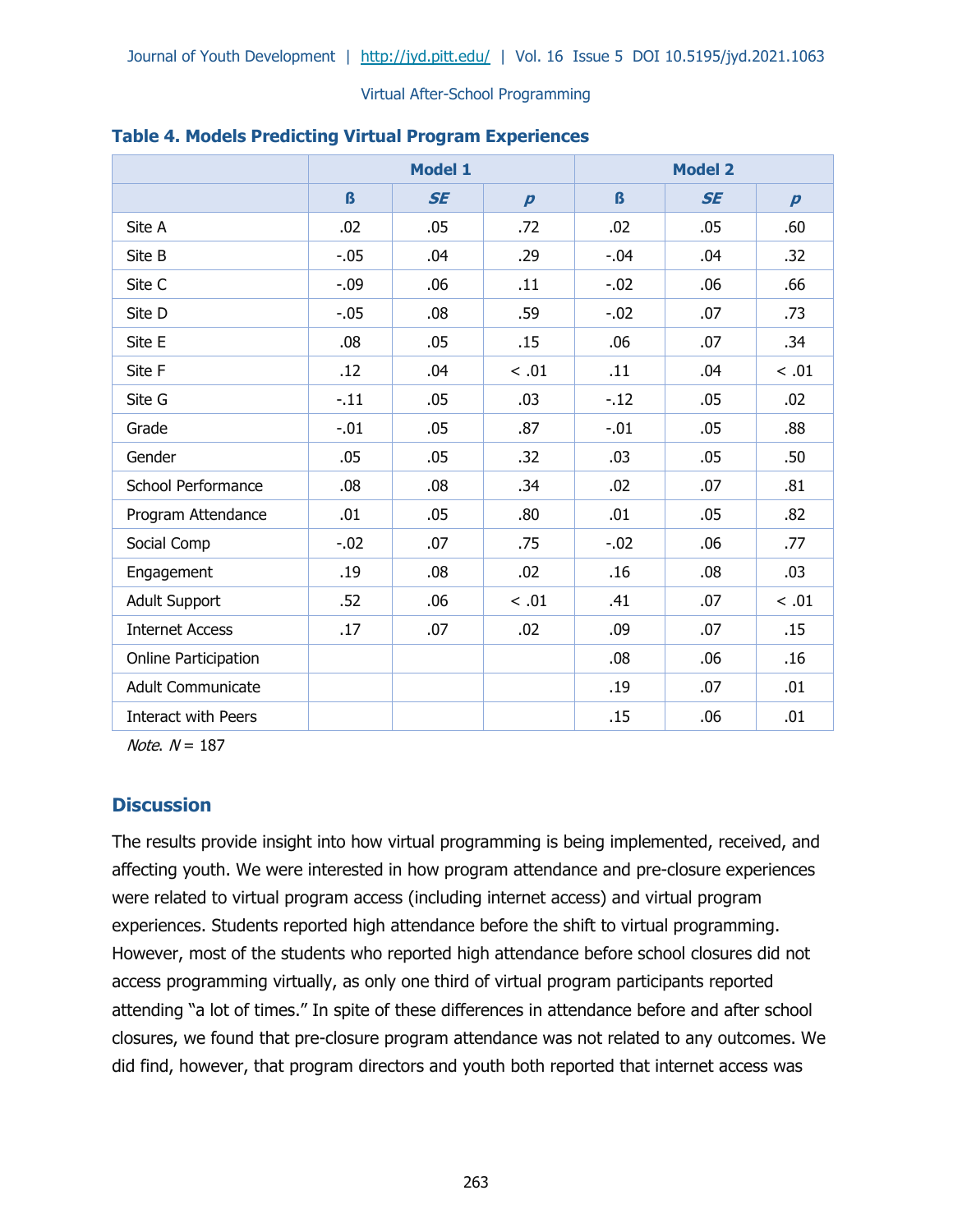**Table 4. Models Predicting Virtual Program Experiences**

| | Model 1 | | | Model 2 | | |
|---|---|---|---|---|---|---|
| | ß | *SE* | *p* | ß | *SE* | *p* |
| Site A | .02 | .05 | .72 | .02 | .05 | .60 |
| Site B | -.05 | .04 | .29 | -.04 | .04 | .32 |
| Site C | -.09 | .06 | .11 | -.02 | .06 | .66 |
| Site D | -.05 | .08 | .59 | -.02 | .07 | .73 |
| Site E | .08 | .05 | .15 | .06 | .07 | .34 |
| Site F | .12 | .04 | < .01 | .11 | .04 | < .01 |
| Site G | -.11 | .05 | .03 | -.12 | .05 | .02 |
| Grade | -.01 | .05 | .87 | -.01 | .05 | .88 |
| Gender | .05 | .05 | .32 | .03 | .05 | .50 |
| School Performance | .08 | .08 | .34 | .02 | .07 | .81 |
| Program Attendance | .01 | .05 | .80 | .01 | .05 | .82 |
| Social Comp | -.02 | .07 | .75 | -.02 | .06 | .77 |
| Engagement | .19 | .08 | .02 | .16 | .08 | .03 |
| Adult Support | .52 | .06 | < .01 | .41 | .07 | < .01 |
| Internet Access | .17 | .07 | .02 | .09 | .07 | .15 |
| Online Participation | | | | .08 | .06 | .16 |
| Adult Communicate | | | | .19 | .07 | .01 |
| Interact with Peers | | | | .15 | .06 | .01 |

*Note*. *N* = 187

## Discussion

The results provide insight into how virtual programming is being implemented, received, and affecting youth. We were interested in how program attendance and pre-closure experiences were related to virtual program access (including internet access) and virtual program experiences. Students reported high attendance before the shift to virtual programming. However, most of the students who reported high attendance before school closures did not access programming virtually, as only one third of virtual program participants reported attending "a lot of times." In spite of these differences in attendance before and after school closures, we found that pre-closure program attendance was not related to any outcomes. We did find, however, that program directors and youth both reported that internet access was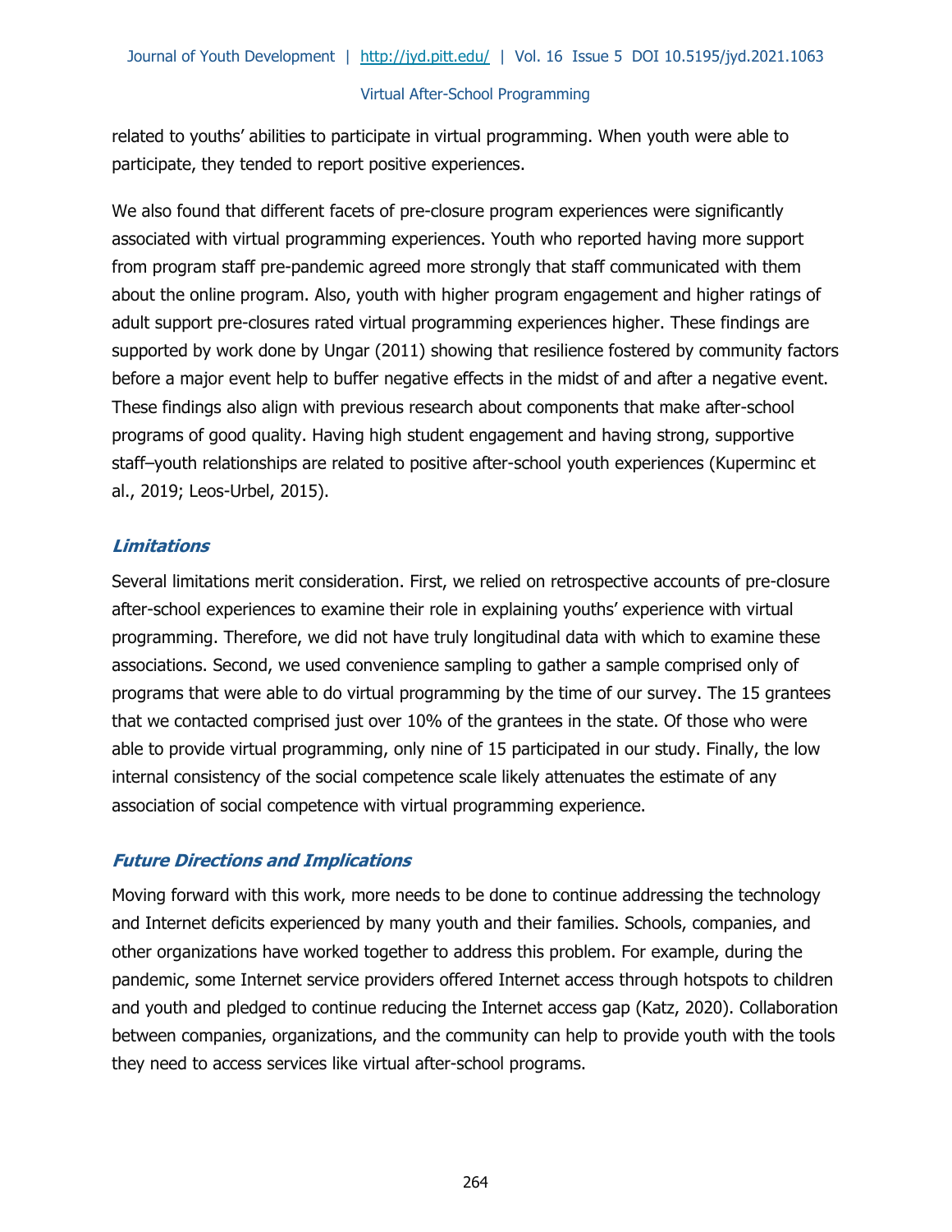related to youths' abilities to participate in virtual programming. When youth were able to participate, they tended to report positive experiences.

We also found that different facets of pre-closure program experiences were significantly associated with virtual programming experiences. Youth who reported having more support from program staff pre-pandemic agreed more strongly that staff communicated with them about the online program. Also, youth with higher program engagement and higher ratings of adult support pre-closures rated virtual programming experiences higher. These findings are supported by work done by Ungar (2011) showing that resilience fostered by community factors before a major event help to buffer negative effects in the midst of and after a negative event. These findings also align with previous research about components that make after-school programs of good quality. Having high student engagement and having strong, supportive staff–youth relationships are related to positive after-school youth experiences (Kuperminc et al., 2019; Leos-Urbel, 2015).

### *Limitations*

Several limitations merit consideration. First, we relied on retrospective accounts of pre-closure after-school experiences to examine their role in explaining youths' experience with virtual programming. Therefore, we did not have truly longitudinal data with which to examine these associations. Second, we used convenience sampling to gather a sample comprised only of programs that were able to do virtual programming by the time of our survey. The 15 grantees that we contacted comprised just over 10% of the grantees in the state. Of those who were able to provide virtual programming, only nine of 15 participated in our study. Finally, the low internal consistency of the social competence scale likely attenuates the estimate of any association of social competence with virtual programming experience.

### *Future Directions and Implications*

Moving forward with this work, more needs to be done to continue addressing the technology and Internet deficits experienced by many youth and their families. Schools, companies, and other organizations have worked together to address this problem. For example, during the pandemic, some Internet service providers offered Internet access through hotspots to children and youth and pledged to continue reducing the Internet access gap (Katz, 2020). Collaboration between companies, organizations, and the community can help to provide youth with the tools they need to access services like virtual after-school programs.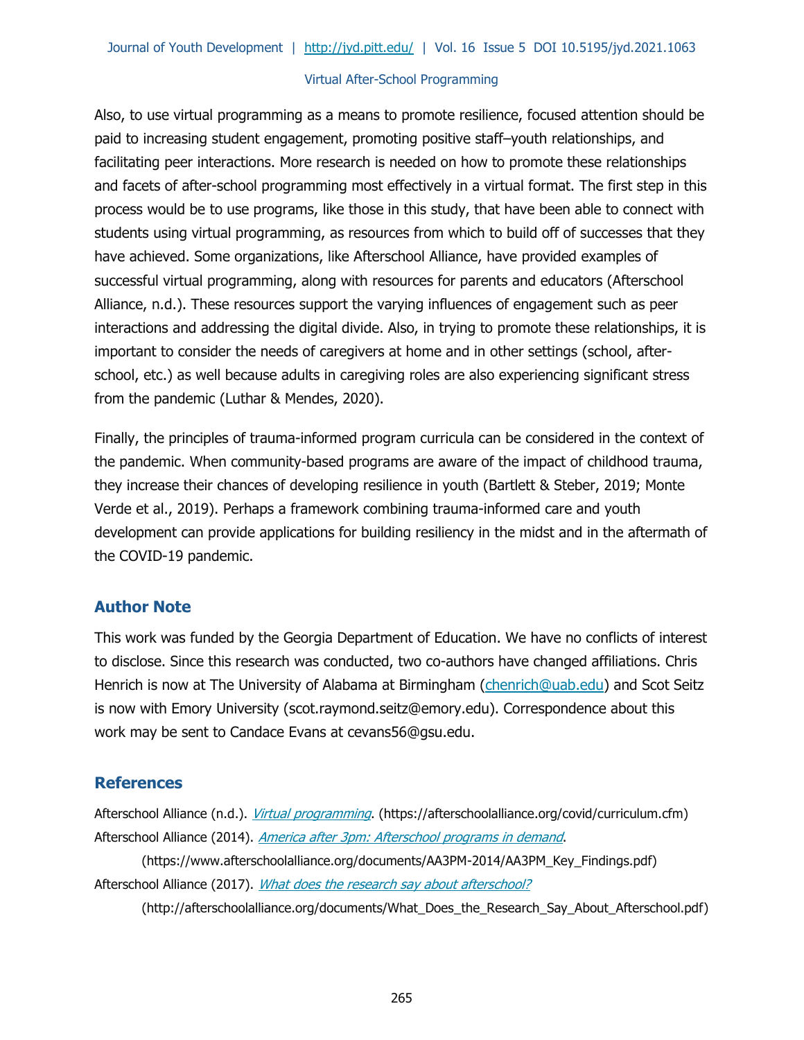Also, to use virtual programming as a means to promote resilience, focused attention should be paid to increasing student engagement, promoting positive staff–youth relationships, and facilitating peer interactions. More research is needed on how to promote these relationships and facets of after-school programming most effectively in a virtual format. The first step in this process would be to use programs, like those in this study, that have been able to connect with students using virtual programming, as resources from which to build off of successes that they have achieved. Some organizations, like Afterschool Alliance, have provided examples of successful virtual programming, along with resources for parents and educators (Afterschool Alliance, n.d.). These resources support the varying influences of engagement such as peer interactions and addressing the digital divide. Also, in trying to promote these relationships, it is important to consider the needs of caregivers at home and in other settings (school, after-school, etc.) as well because adults in caregiving roles are also experiencing significant stress from the pandemic (Luthar & Mendes, 2020).

Finally, the principles of trauma-informed program curricula can be considered in the context of the pandemic. When community-based programs are aware of the impact of childhood trauma, they increase their chances of developing resilience in youth (Bartlett & Steber, 2019; Monte Verde et al., 2019). Perhaps a framework combining trauma-informed care and youth development can provide applications for building resiliency in the midst and in the aftermath of the COVID-19 pandemic.

## Author Note

This work was funded by the Georgia Department of Education. We have no conflicts of interest to disclose. Since this research was conducted, two co-authors have changed affiliations. Chris Henrich is now at The University of Alabama at Birmingham (chenrich@uab.edu) and Scot Seitz is now with Emory University (scot.raymond.seitz@emory.edu). Correspondence about this work may be sent to Candace Evans at cevans56@gsu.edu.

## References

Afterschool Alliance (n.d.). *Virtual programming*. (https://afterschoolalliance.org/covid/curriculum.cfm)

Afterschool Alliance (2014). *America after 3pm: Afterschool programs in demand*. (https://www.afterschoolalliance.org/documents/AA3PM-2014/AA3PM_Key_Findings.pdf)

Afterschool Alliance (2017). *What does the research say about afterschool?* (http://afterschoolalliance.org/documents/What_Does_the_Research_Say_About_Afterschool.pdf)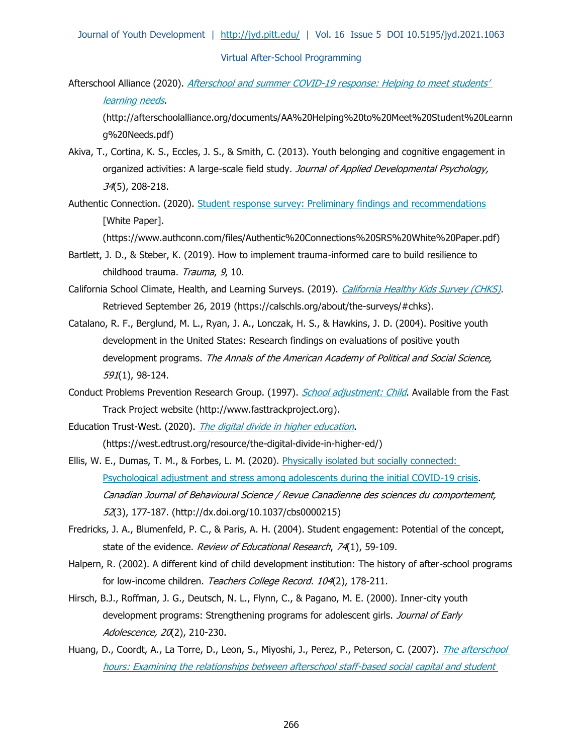Afterschool Alliance (2020). *[Afterschool and summer COVID-19 response: Helping to meet students' learning needs](http://afterschoolalliance.org/documents/AA%20Helping%20to%20Meet%20Student%20Learnng%20Needs.pdf)*. (http://afterschoolalliance.org/documents/AA%20Helping%20to%20Meet%20Student%20Learnng%20Needs.pdf)

Akiva, T., Cortina, K. S., Eccles, J. S., & Smith, C. (2013). Youth belonging and cognitive engagement in organized activities: A large-scale field study. *Journal of Applied Developmental Psychology, 34*(5), 208-218.

Authentic Connection. (2020). [Student response survey: Preliminary findings and recommendations](https://www.authconn.com/files/Authentic%20Connections%20SRS%20White%20Paper.pdf) [White Paper]. (https://www.authconn.com/files/Authentic%20Connections%20SRS%20White%20Paper.pdf)

Bartlett, J. D., & Steber, K. (2019). How to implement trauma-informed care to build resilience to childhood trauma. *Trauma*, *9*, 10.

California School Climate, Health, and Learning Surveys. (2019). *[California Healthy Kids Survey (CHKS)](https://calschls.org/about/the-surveys/#chks)*. Retrieved September 26, 2019 (https://calschls.org/about/the-surveys/#chks).

Catalano, R. F., Berglund, M. L., Ryan, J. A., Lonczak, H. S., & Hawkins, J. D. (2004). Positive youth development in the United States: Research findings on evaluations of positive youth development programs. *The Annals of the American Academy of Political and Social Science, 591*(1), 98-124.

Conduct Problems Prevention Research Group. (1997). *[School adjustment: Child](http://www.fasttrackproject.org)*. Available from the Fast Track Project website (http://www.fasttrackproject.org).

Education Trust-West. (2020). *[The digital divide in higher education](https://west.edtrust.org/resource/the-digital-divide-in-higher-ed/)*. (https://west.edtrust.org/resource/the-digital-divide-in-higher-ed/)

Ellis, W. E., Dumas, T. M., & Forbes, L. M. (2020). [Physically isolated but socially connected: Psychological adjustment and stress among adolescents during the initial COVID-19 crisis](http://dx.doi.org/10.1037/cbs0000215). *Canadian Journal of Behavioural Science / Revue Canadienne des sciences du comportement, 52*(3), 177-187. (http://dx.doi.org/10.1037/cbs0000215)

Fredricks, J. A., Blumenfeld, P. C., & Paris, A. H. (2004). Student engagement: Potential of the concept, state of the evidence. *Review of Educational Research*, *74*(1), 59-109.

Halpern, R. (2002). A different kind of child development institution: The history of after-school programs for low-income children. *Teachers College Record. 104*(2), 178-211.

Hirsch, B.J., Roffman, J. G., Deutsch, N. L., Flynn, C., & Pagano, M. E. (2000). Inner-city youth development programs: Strengthening programs for adolescent girls. *Journal of Early Adolescence, 20*(2), 210-230.

Huang, D., Coordt, A., La Torre, D., Leon, S., Miyoshi, J., Perez, P., Peterson, C. (2007). *The afterschool hours: Examining the relationships between afterschool staff-based social capital and student*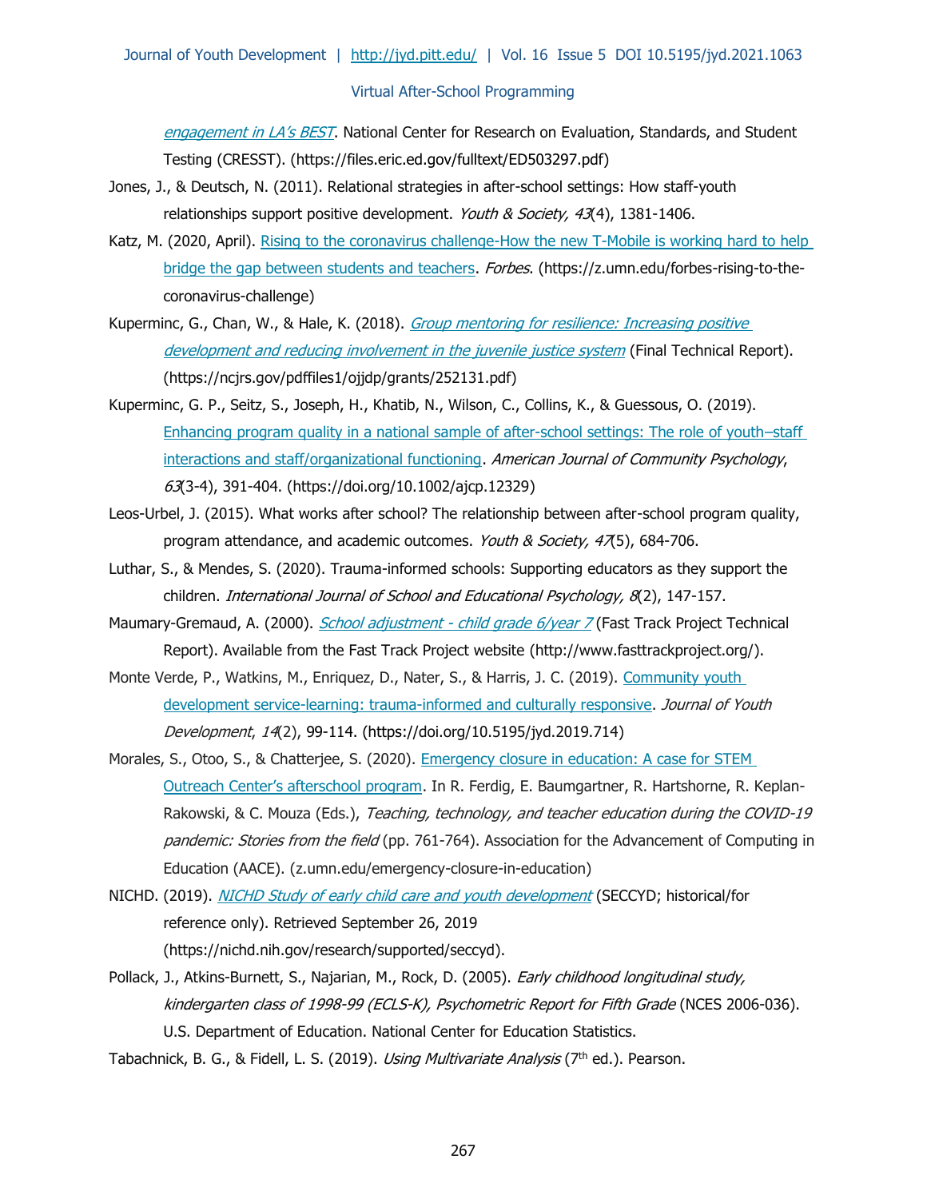*engagement in LA's BEST*. National Center for Research on Evaluation, Standards, and Student Testing (CRESST). (https://files.eric.ed.gov/fulltext/ED503297.pdf)

Jones, J., & Deutsch, N. (2011). Relational strategies in after-school settings: How staff-youth relationships support positive development. *Youth & Society, 43*(4), 1381-1406.

Katz, M. (2020, April). Rising to the coronavirus challenge-How the new T-Mobile is working hard to help bridge the gap between students and teachers. *Forbes*. (https://z.umn.edu/forbes-rising-to-the-coronavirus-challenge)

Kuperminc, G., Chan, W., & Hale, K. (2018). *Group mentoring for resilience: Increasing positive development and reducing involvement in the juvenile justice system* (Final Technical Report). (https://ncjrs.gov/pdffiles1/ojjdp/grants/252131.pdf)

Kuperminc, G. P., Seitz, S., Joseph, H., Khatib, N., Wilson, C., Collins, K., & Guessous, O. (2019). Enhancing program quality in a national sample of after-school settings: The role of youth–staff interactions and staff/organizational functioning. *American Journal of Community Psychology*, *63*(3-4), 391-404. (https://doi.org/10.1002/ajcp.12329)

Leos-Urbel, J. (2015). What works after school? The relationship between after-school program quality, program attendance, and academic outcomes. *Youth & Society, 47*(5), 684-706.

Luthar, S., & Mendes, S. (2020). Trauma-informed schools: Supporting educators as they support the children. *International Journal of School and Educational Psychology, 8*(2), 147-157.

Maumary-Gremaud, A. (2000). *School adjustment - child grade 6/year 7* (Fast Track Project Technical Report). Available from the Fast Track Project website (http://www.fasttrackproject.org/).

Monte Verde, P., Watkins, M., Enriquez, D., Nater, S., & Harris, J. C. (2019). Community youth development service-learning: trauma-informed and culturally responsive. *Journal of Youth Development*, *14*(2), 99-114. (https://doi.org/10.5195/jyd.2019.714)

Morales, S., Otoo, S., & Chatterjee, S. (2020). Emergency closure in education: A case for STEM Outreach Center's afterschool program. In R. Ferdig, E. Baumgartner, R. Hartshorne, R. Keplan-Rakowski, & C. Mouza (Eds.), *Teaching, technology, and teacher education during the COVID-19 pandemic: Stories from the field* (pp. 761-764). Association for the Advancement of Computing in Education (AACE). (z.umn.edu/emergency-closure-in-education)

NICHD. (2019). *NICHD Study of early child care and youth development* (SECCYD; historical/for reference only). Retrieved September 26, 2019 (https://nichd.nih.gov/research/supported/seccyd).

Pollack, J., Atkins-Burnett, S., Najarian, M., Rock, D. (2005). *Early childhood longitudinal study, kindergarten class of 1998-99 (ECLS-K), Psychometric Report for Fifth Grade* (NCES 2006-036). U.S. Department of Education. National Center for Education Statistics.

Tabachnick, B. G., & Fidell, L. S. (2019). *Using Multivariate Analysis* (7th ed.). Pearson.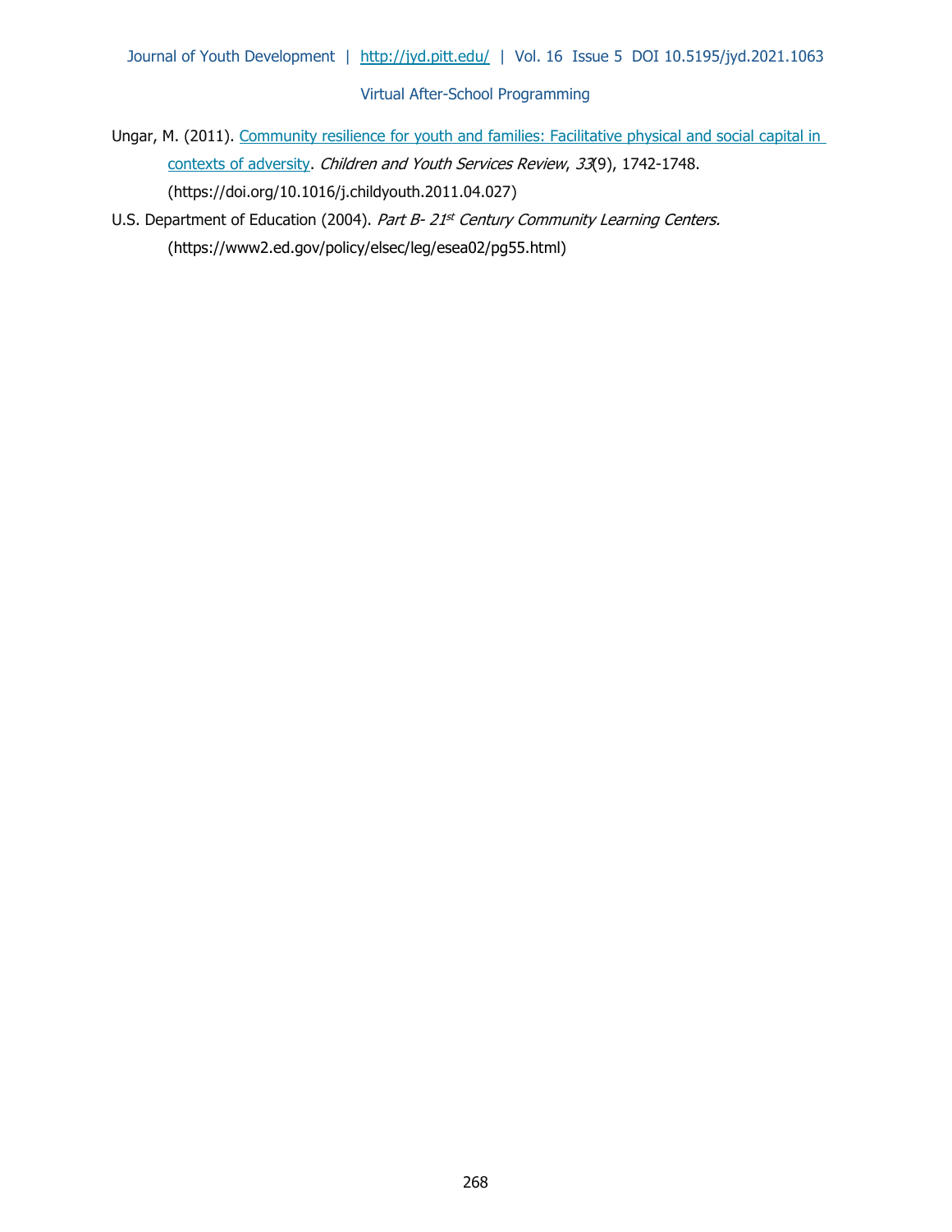Ungar, M. (2011). [Community resilience for youth and families: Facilitative physical and social capital in contexts of adversity](https://doi.org/10.1016/j.childyouth.2011.04.027). *Children and Youth Services Review*, *33*(9), 1742-1748. (https://doi.org/10.1016/j.childyouth.2011.04.027)

U.S. Department of Education (2004). *Part B- 21st Century Community Learning Centers.* (https://www2.ed.gov/policy/elsec/leg/esea02/pg55.html)